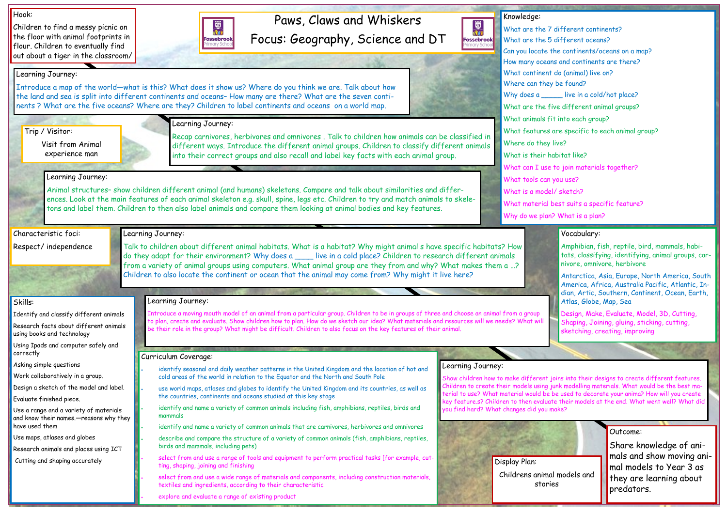# Paws, Claws and Whiskers

## Focus: Geography, Science and DT

### Hook:

Children to find a messy picnic on the floor with animal footprints in flour. Children to eventually find out about a tiger in the classroom/

### Learning Journey:

Introduce a map of the world—what is this? What does it show us? Where do you think we are. Talk about how the land and sea is split into different continents and oceans– How many are there? What are the seven continents ? What are the five oceans? Where are they? Children to label continents and oceans on a world map.

### Trip / Visitor:

Visit from Animal experience man

### Learning Journey:

Recap carnivores, herbivores and omnivores . Talk to children how animals can be classified in different ways. Introduce the different animal groups. Children to classify different animals into their correct groups and also recall and label key facts with each animal group.

### Learning Journey:

Animal structures– show children different animal (and humans) skeletons. Compare and talk about similarities and differences. Look at the main features of each animal skeleton e.g. skull, spine, legs etc. Children to try and match animals to skeletons and label them. Children to then also label animals and compare them looking at animal bodies and key features.

### Characteristic foci:

Respect/ independence

### Learning Journey:

Talk to children about different animal habitats. What is a habitat? Why might animal s have specific habitats? How do they adapt for their environment? Why does a ____ live in a cold place? Children to research different animals from a variety of animal groups using computers. What animal group are they from and why? What makes them a …? Children to also locate the continent or ocean that the animal may come from? Why might it live here?

### Learning Journey:

Introduce a moving mouth model of an animal from a particular group. Children to be in groups of three and choose an animal from a group to plan, create and evaluate. Show children how to plan. How do we sketch our idea? What materials and resources will we needs? What will be their role in the group? What might be difficult. Children to also focus on the key features of their animal.

### Learning Journey:

Show children how to make different joins into their designs to create different features. Children to create their models using junk modelling materials. What would be the best material to use? What material would be be used to decorate your anima? How will you create key feature.s? Children to then evaluate their models at the end. What went well? What did you find hard? What changes did you make?

### Knowledge:

What are the 7 different continents?
What are the 5 different oceans?
Can you locate the continents/oceans on a map?
How many oceans and continents are there?
What continent do (animal) live on?
Where can they be found?
Why does a _____ live in a cold/hot place?
What are the five different animal groups?
What animals fit into each group?
What features are specific to each animal group?
Where do they live?
What is their habitat like?
What can I use to join materials together?
What tools can you use?
What is a model/ sketch?
What material best suits a specific feature?
Why do we plan? What is a plan?

### Vocabulary:

Amphibian, fish, reptile, bird, mammals, habitats, classifying, identifying, animal groups, carnivore, omnivore, herbivore

Antarctica, Asia, Europe, North America, South America, Africa, Australia Pacific, Atlantic, Indian, Artic, Southern, Continent, Ocean, Earth, Atlas, Globe, Map, Sea

Design, Make, Evaluate, Model, 3D, Cutting, Shaping, Joining, gluing, sticking, cutting, sketching, creating, improving

### Skills:

- Identify and classify different animals
- Research facts about different animals using books and technology
- Using Ipads and computer safely and correctly
- Asking simple questions
- Work collaboratively in a group.
- Design a sketch of the model and label.
- Evaluate finished piece.
- Use a range and a variety of materials and know their names.—reasons why they have used them
- Use maps, atlases and globes
- Research animals and places using ICT
- Cutting and shaping accurately

### Curriculum Coverage:

- identify seasonal and daily weather patterns in the United Kingdom and the location of hot and cold areas of the world in relation to the Equator and the North and South Pole
- use world maps, atlases and globes to identify the United Kingdom and its countries, as well as the countries, continents and oceans studied at this key stage
- identify and name a variety of common animals including fish, amphibians, reptiles, birds and mammals
- identify and name a variety of common animals that are carnivores, herbivores and omnivores
- describe and compare the structure of a variety of common animals (fish, amphibians, reptiles, birds and mammals, including pets)
- select from and use a range of tools and equipment to perform practical tasks [for example, cutting, shaping, joining and finishing
- select from and use a wide range of materials and components, including construction materials, textiles and ingredients, according to their characteristic
- explore and evaluate a range of existing product

### Display Plan:

Childrens animal models and stories

### Outcome:

Share knowledge of animals and show moving animal models to Year 3 as they are learning about predators.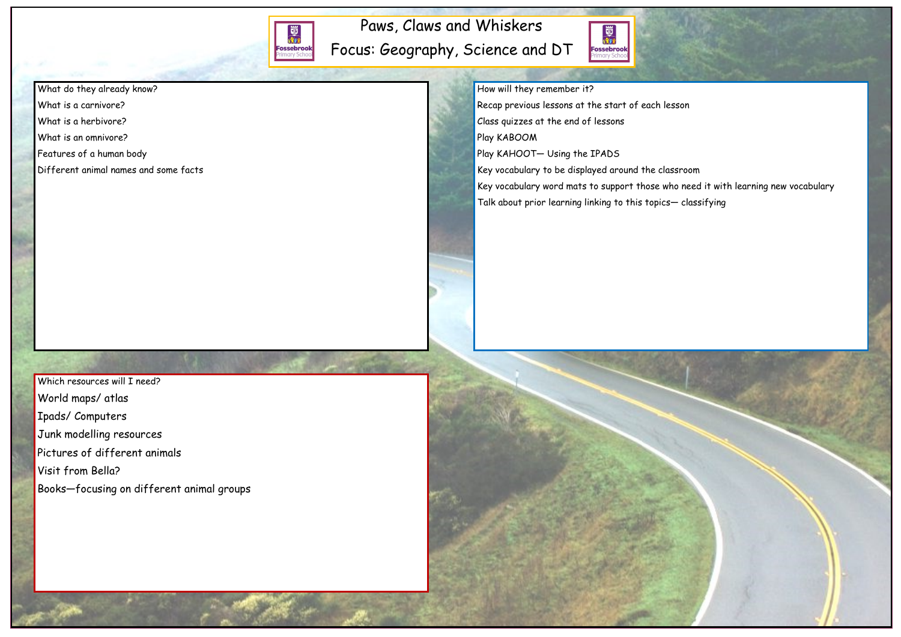# Paws, Claws and Whiskers

## Focus: Geography, Science and DT

### What do they already know?

What is a carnivore?

What is a herbivore?

What is an omnivore?

Features of a human body

Different animal names and some facts

### How will they remember it?

Recap previous lessons at the start of each lesson

Class quizzes at the end of lessons

Play KABOOM

Play KAHOOT— Using the IPADS

Key vocabulary to be displayed around the classroom

Key vocabulary word mats to support those who need it with learning new vocabulary

Talk about prior learning linking to this topics— classifying

### Which resources will I need?

World maps/ atlas

Ipads/ Computers

Junk modelling resources

Pictures of different animals

Visit from Bella?

Books—focusing on different animal groups